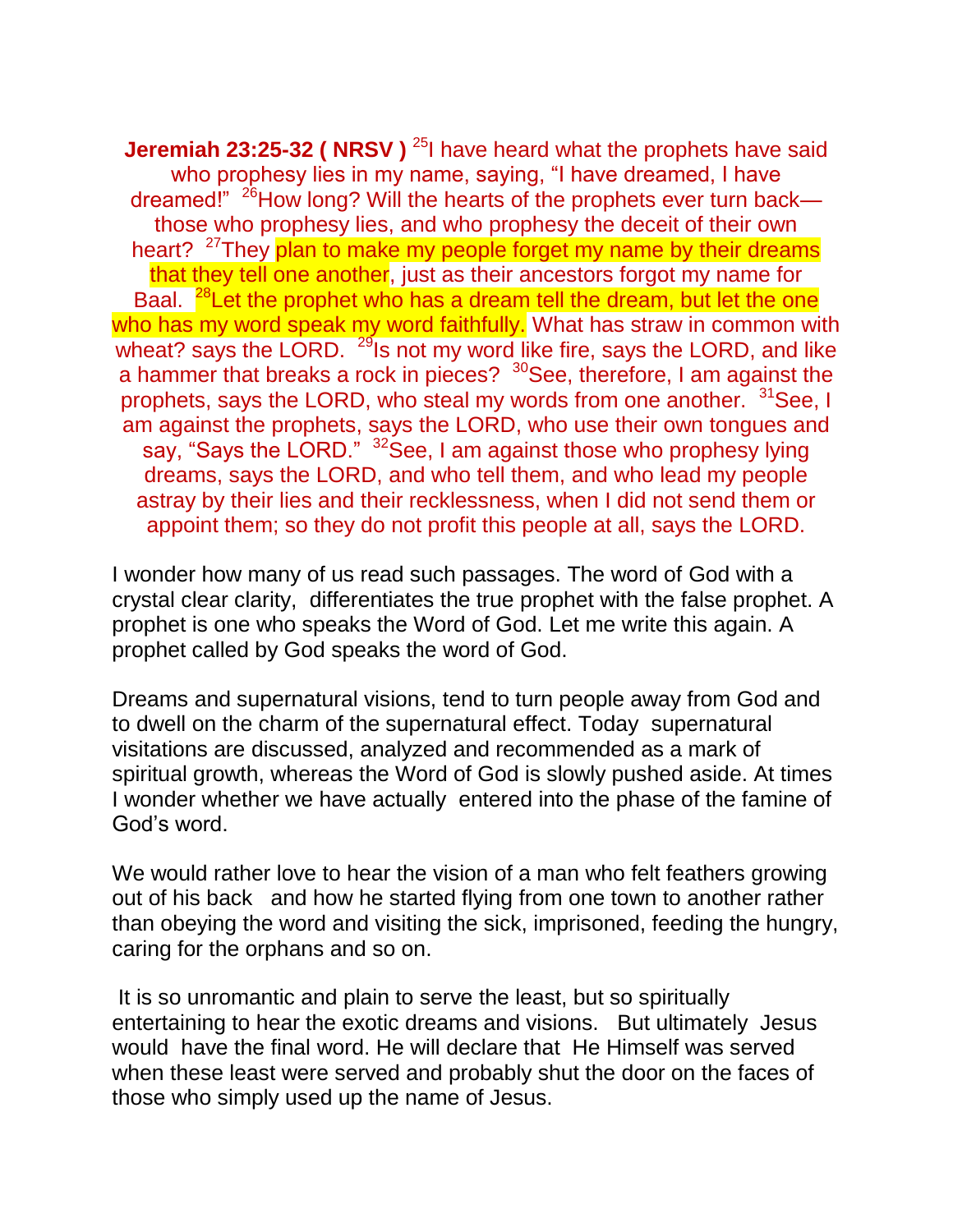**Jeremiah 23:25-32 ( NRSV )** [25]I have heard what the prophets have said who prophesy lies in my name, saying, "I have dreamed, I have dreamed!" [26]How long? Will the hearts of the prophets ever turn back—those who prophesy lies, and who prophesy the deceit of their own heart? [27]They plan to make my people forget my name by their dreams that they tell one another, just as their ancestors forgot my name for Baal. [28]Let the prophet who has a dream tell the dream, but let the one who has my word speak my word faithfully. What has straw in common with wheat? says the LORD. [29]Is not my word like fire, says the LORD, and like a hammer that breaks a rock in pieces? [30]See, therefore, I am against the prophets, says the LORD, who steal my words from one another. [31]See, I am against the prophets, says the LORD, who use their own tongues and say, "Says the LORD." [32]See, I am against those who prophesy lying dreams, says the LORD, and who tell them, and who lead my people astray by their lies and their recklessness, when I did not send them or appoint them; so they do not profit this people at all, says the LORD.

I wonder how many of us read such passages. The word of God with a crystal clear clarity, differentiates the true prophet with the false prophet. A prophet is one who speaks the Word of God. Let me write this again. A prophet called by God speaks the word of God.

Dreams and supernatural visions, tend to turn people away from God and to dwell on the charm of the supernatural effect. Today supernatural visitations are discussed, analyzed and recommended as a mark of spiritual growth, whereas the Word of God is slowly pushed aside. At times I wonder whether we have actually entered into the phase of the famine of God's word.

We would rather love to hear the vision of a man who felt feathers growing out of his back and how he started flying from one town to another rather than obeying the word and visiting the sick, imprisoned, feeding the hungry, caring for the orphans and so on.

It is so unromantic and plain to serve the least, but so spiritually entertaining to hear the exotic dreams and visions. But ultimately Jesus would have the final word. He will declare that He Himself was served when these least were served and probably shut the door on the faces of those who simply used up the name of Jesus.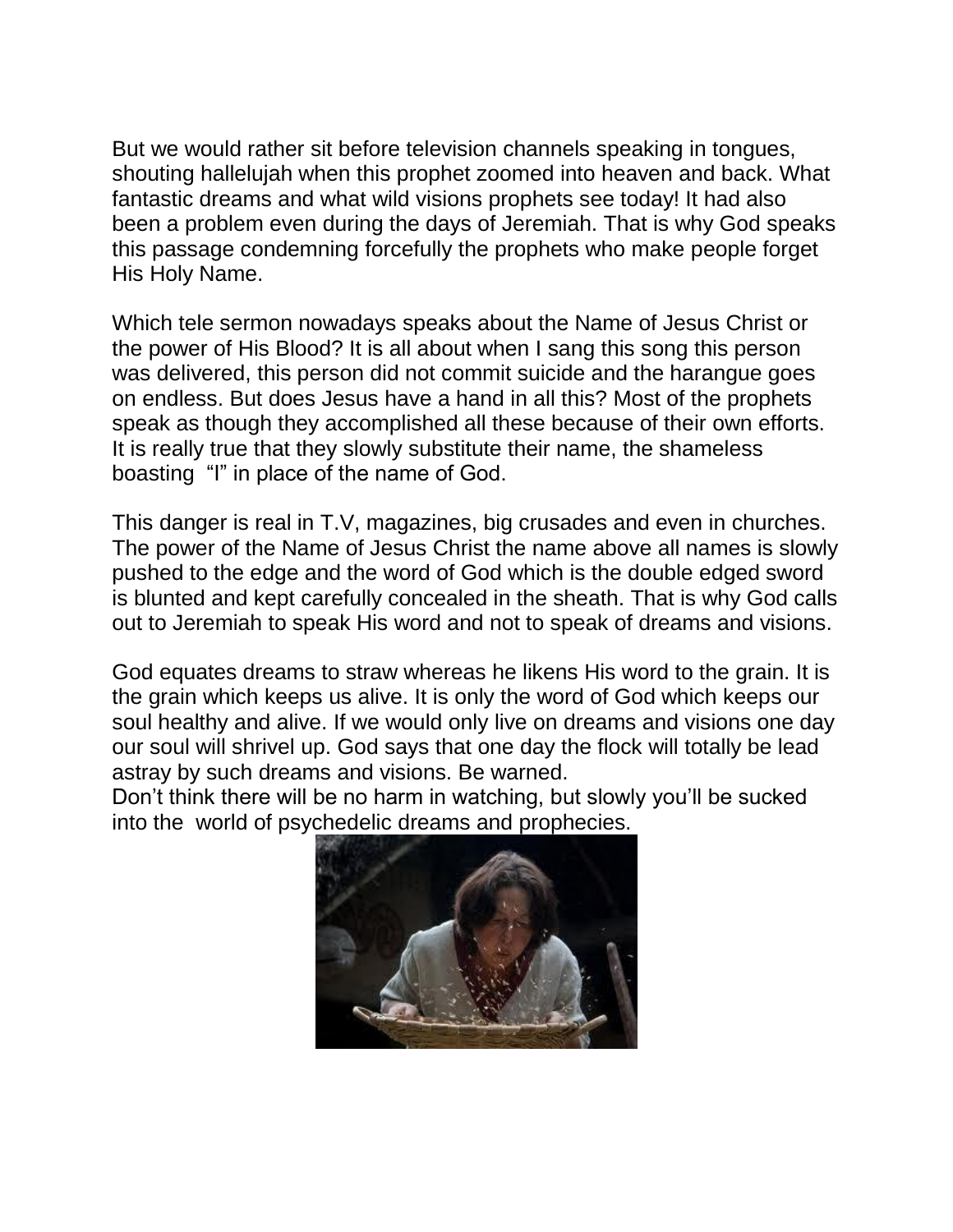But we would rather sit before television channels speaking in tongues, shouting hallelujah when this prophet zoomed into heaven and back. What fantastic dreams and what wild visions prophets see today! It had also been a problem even during the days of Jeremiah. That is why God speaks this passage condemning forcefully the prophets who make people forget His Holy Name.

Which tele sermon nowadays speaks about the Name of Jesus Christ or the power of His Blood? It is all about when I sang this song this person was delivered, this person did not commit suicide and the harangue goes on endless. But does Jesus have a hand in all this? Most of the prophets speak as though they accomplished all these because of their own efforts. It is really true that they slowly substitute their name, the shameless boasting "I" in place of the name of God.

This danger is real in T.V, magazines, big crusades and even in churches. The power of the Name of Jesus Christ the name above all names is slowly pushed to the edge and the word of God which is the double edged sword is blunted and kept carefully concealed in the sheath. That is why God calls out to Jeremiah to speak His word and not to speak of dreams and visions.

God equates dreams to straw whereas he likens His word to the grain. It is the grain which keeps us alive. It is only the word of God which keeps our soul healthy and alive. If we would only live on dreams and visions one day our soul will shrivel up. God says that one day the flock will totally be lead astray by such dreams and visions. Be warned.

Don't think there will be no harm in watching, but slowly you'll be sucked into the world of psychedelic dreams and prophecies.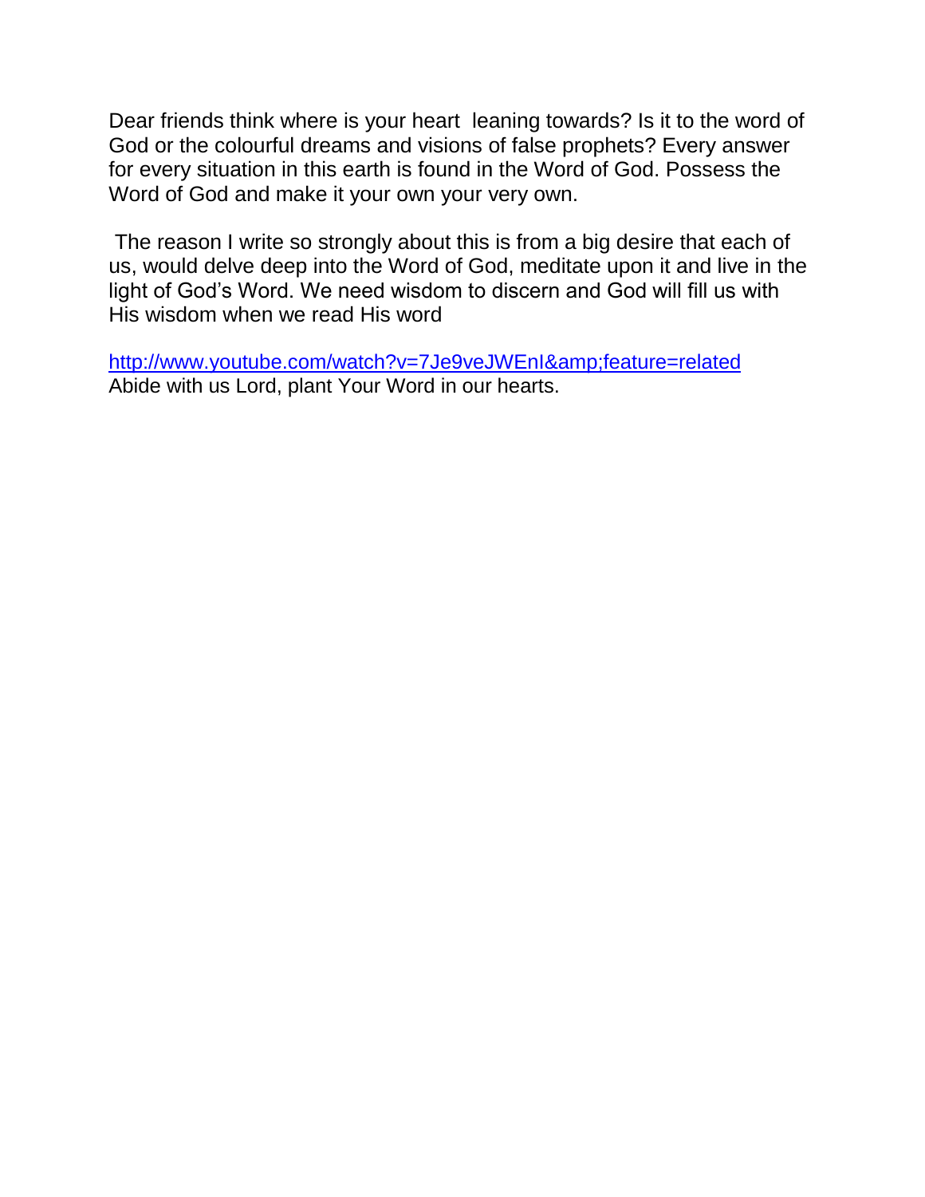Dear friends think where is your heart leaning towards? Is it to the word of God or the colourful dreams and visions of false prophets? Every answer for every situation in this earth is found in the Word of God. Possess the Word of God and make it your own your very own.

The reason I write so strongly about this is from a big desire that each of us, would delve deep into the Word of God, meditate upon it and live in the light of God's Word. We need wisdom to discern and God will fill us with His wisdom when we read His word

http://www.youtube.com/watch?v=7Je9veJWEnI&amp;feature=related
Abide with us Lord, plant Your Word in our hearts.